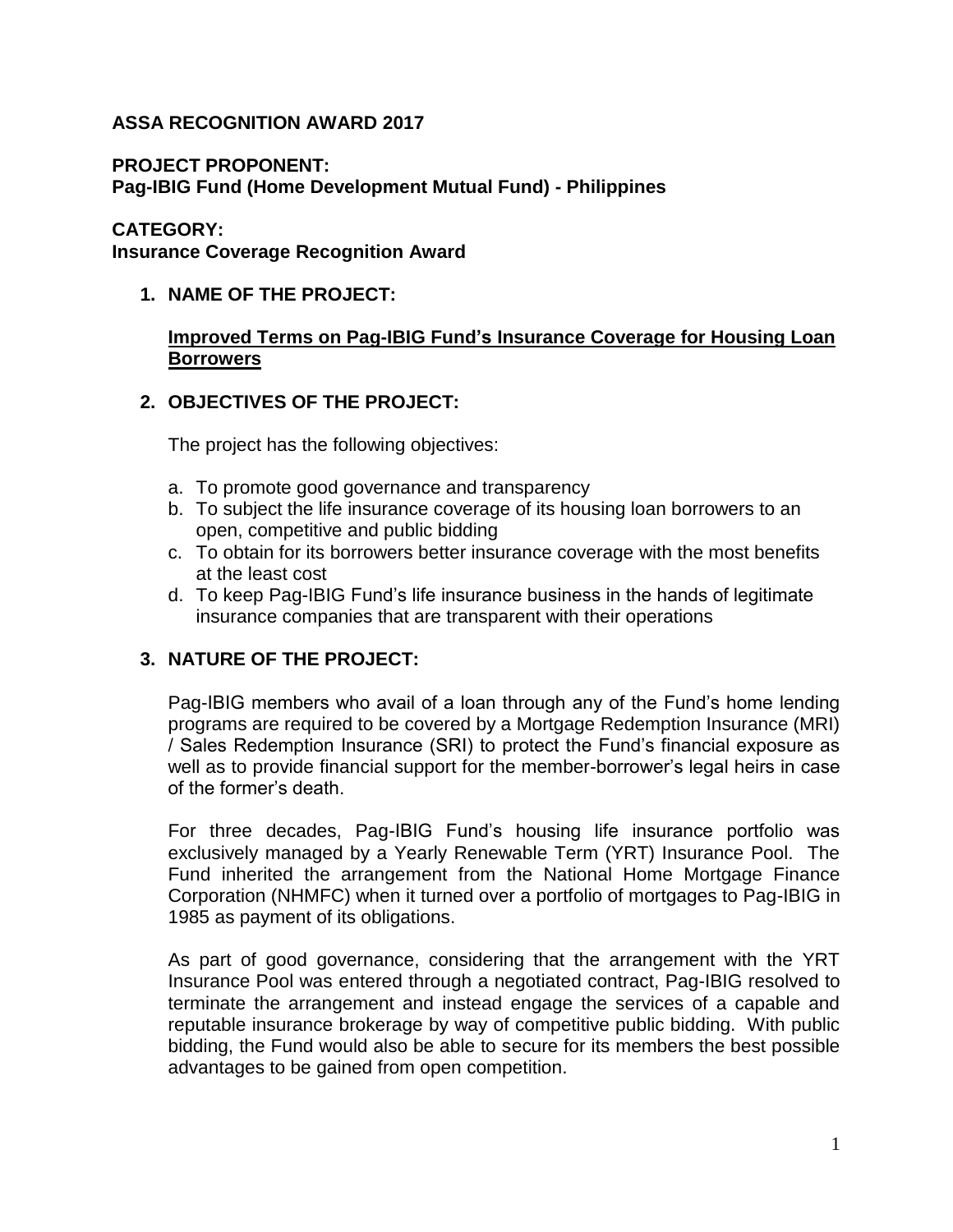**ASSA RECOGNITION AWARD 2017**

**PROJECT PROPONENT:**
**Pag-IBIG Fund (Home Development Mutual Fund) - Philippines**

**CATEGORY:**
**Insurance Coverage Recognition Award**

1. **NAME OF THE PROJECT:**

   **Improved Terms on Pag-IBIG Fund's Insurance Coverage for Housing Loan Borrowers**

2. **OBJECTIVES OF THE PROJECT:**

   The project has the following objectives:

   a. To promote good governance and transparency
   b. To subject the life insurance coverage of its housing loan borrowers to an open, competitive and public bidding
   c. To obtain for its borrowers better insurance coverage with the most benefits at the least cost
   d. To keep Pag-IBIG Fund's life insurance business in the hands of legitimate insurance companies that are transparent with their operations

3. **NATURE OF THE PROJECT:**

   Pag-IBIG members who avail of a loan through any of the Fund's home lending programs are required to be covered by a Mortgage Redemption Insurance (MRI) / Sales Redemption Insurance (SRI) to protect the Fund's financial exposure as well as to provide financial support for the member-borrower's legal heirs in case of the former's death.

   For three decades, Pag-IBIG Fund's housing life insurance portfolio was exclusively managed by a Yearly Renewable Term (YRT) Insurance Pool. The Fund inherited the arrangement from the National Home Mortgage Finance Corporation (NHMFC) when it turned over a portfolio of mortgages to Pag-IBIG in 1985 as payment of its obligations.

   As part of good governance, considering that the arrangement with the YRT Insurance Pool was entered through a negotiated contract, Pag-IBIG resolved to terminate the arrangement and instead engage the services of a capable and reputable insurance brokerage by way of competitive public bidding. With public bidding, the Fund would also be able to secure for its members the best possible advantages to be gained from open competition.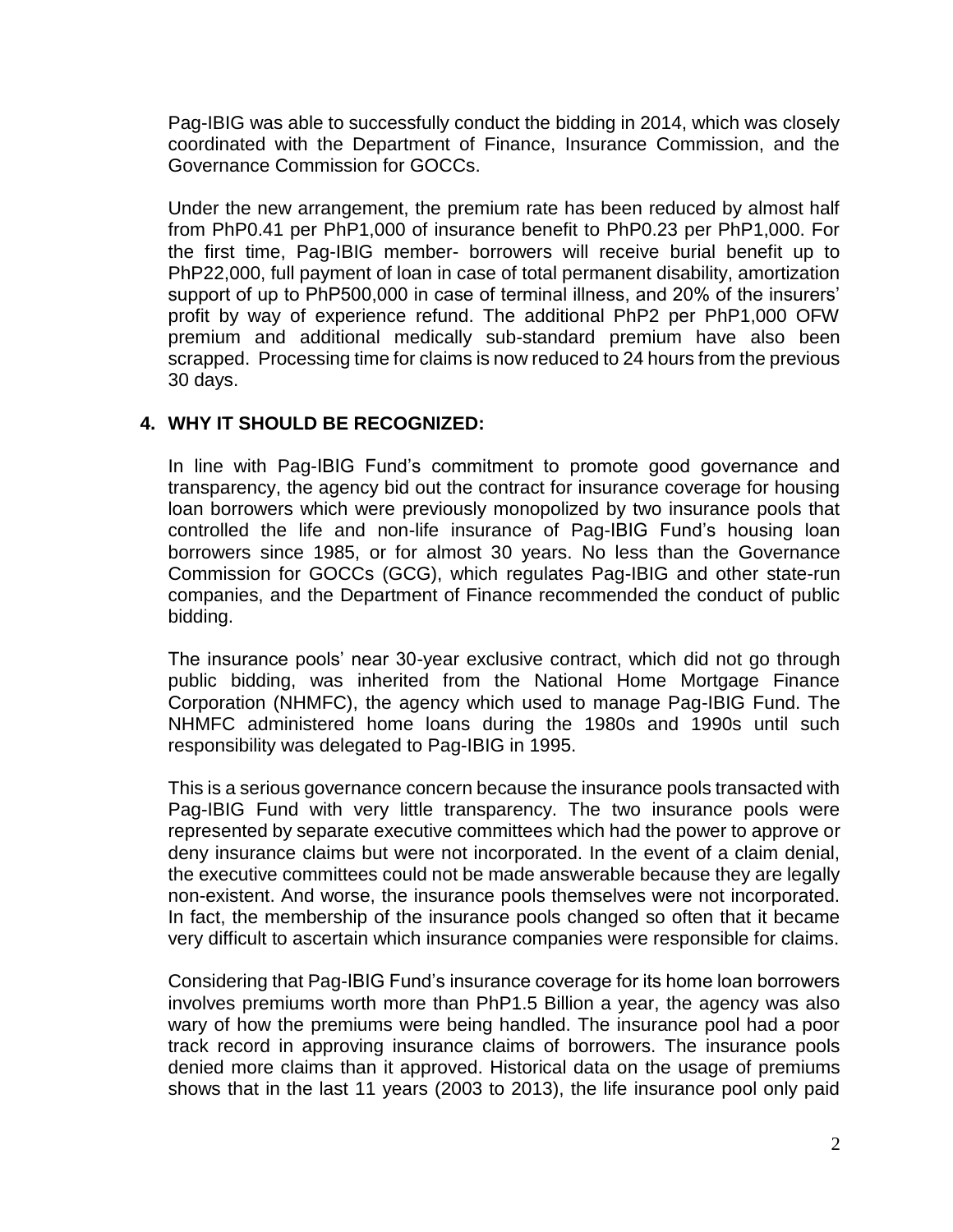Pag-IBIG was able to successfully conduct the bidding in 2014, which was closely coordinated with the Department of Finance, Insurance Commission, and the Governance Commission for GOCCs.

Under the new arrangement, the premium rate has been reduced by almost half from PhP0.41 per PhP1,000 of insurance benefit to PhP0.23 per PhP1,000. For the first time, Pag-IBIG member- borrowers will receive burial benefit up to PhP22,000, full payment of loan in case of total permanent disability, amortization support of up to PhP500,000 in case of terminal illness, and 20% of the insurers' profit by way of experience refund. The additional PhP2 per PhP1,000 OFW premium and additional medically sub-standard premium have also been scrapped. Processing time for claims is now reduced to 24 hours from the previous 30 days.

## 4. WHY IT SHOULD BE RECOGNIZED:

In line with Pag-IBIG Fund's commitment to promote good governance and transparency, the agency bid out the contract for insurance coverage for housing loan borrowers which were previously monopolized by two insurance pools that controlled the life and non-life insurance of Pag-IBIG Fund's housing loan borrowers since 1985, or for almost 30 years. No less than the Governance Commission for GOCCs (GCG), which regulates Pag-IBIG and other state-run companies, and the Department of Finance recommended the conduct of public bidding.

The insurance pools' near 30-year exclusive contract, which did not go through public bidding, was inherited from the National Home Mortgage Finance Corporation (NHMFC), the agency which used to manage Pag-IBIG Fund. The NHMFC administered home loans during the 1980s and 1990s until such responsibility was delegated to Pag-IBIG in 1995.

This is a serious governance concern because the insurance pools transacted with Pag-IBIG Fund with very little transparency. The two insurance pools were represented by separate executive committees which had the power to approve or deny insurance claims but were not incorporated. In the event of a claim denial, the executive committees could not be made answerable because they are legally non-existent. And worse, the insurance pools themselves were not incorporated. In fact, the membership of the insurance pools changed so often that it became very difficult to ascertain which insurance companies were responsible for claims.

Considering that Pag-IBIG Fund's insurance coverage for its home loan borrowers involves premiums worth more than PhP1.5 Billion a year, the agency was also wary of how the premiums were being handled. The insurance pool had a poor track record in approving insurance claims of borrowers. The insurance pools denied more claims than it approved. Historical data on the usage of premiums shows that in the last 11 years (2003 to 2013), the life insurance pool only paid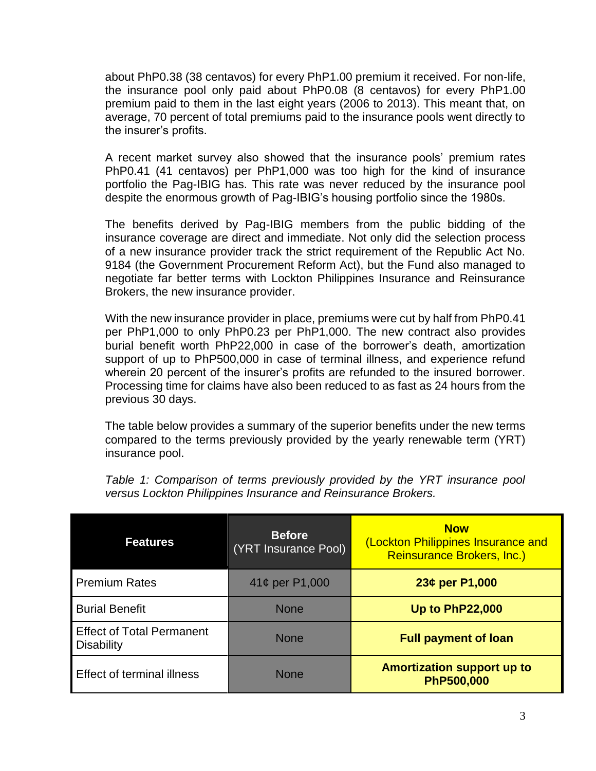about PhP0.38 (38 centavos) for every PhP1.00 premium it received. For non-life, the insurance pool only paid about PhP0.08 (8 centavos) for every PhP1.00 premium paid to them in the last eight years (2006 to 2013). This meant that, on average, 70 percent of total premiums paid to the insurance pools went directly to the insurer's profits.

A recent market survey also showed that the insurance pools' premium rates PhP0.41 (41 centavos) per PhP1,000 was too high for the kind of insurance portfolio the Pag-IBIG has. This rate was never reduced by the insurance pool despite the enormous growth of Pag-IBIG's housing portfolio since the 1980s.

The benefits derived by Pag-IBIG members from the public bidding of the insurance coverage are direct and immediate. Not only did the selection process of a new insurance provider track the strict requirement of the Republic Act No. 9184 (the Government Procurement Reform Act), but the Fund also managed to negotiate far better terms with Lockton Philippines Insurance and Reinsurance Brokers, the new insurance provider.

With the new insurance provider in place, premiums were cut by half from PhP0.41 per PhP1,000 to only PhP0.23 per PhP1,000. The new contract also provides burial benefit worth PhP22,000 in case of the borrower's death, amortization support of up to PhP500,000 in case of terminal illness, and experience refund wherein 20 percent of the insurer's profits are refunded to the insured borrower. Processing time for claims have also been reduced to as fast as 24 hours from the previous 30 days.

The table below provides a summary of the superior benefits under the new terms compared to the terms previously provided by the yearly renewable term (YRT) insurance pool.

*Table 1: Comparison of terms previously provided by the YRT insurance pool versus Lockton Philippines Insurance and Reinsurance Brokers.*

| **Features** | **Before** (YRT Insurance Pool) | **Now** (Lockton Philippines Insurance and Reinsurance Brokers, Inc.) |
|---|---|---|
| Premium Rates | 41¢ per P1,000 | **23¢ per P1,000** |
| Burial Benefit | None | **Up to PhP22,000** |
| Effect of Total Permanent Disability | None | **Full payment of loan** |
| Effect of terminal illness | None | **Amortization support up to PhP500,000** |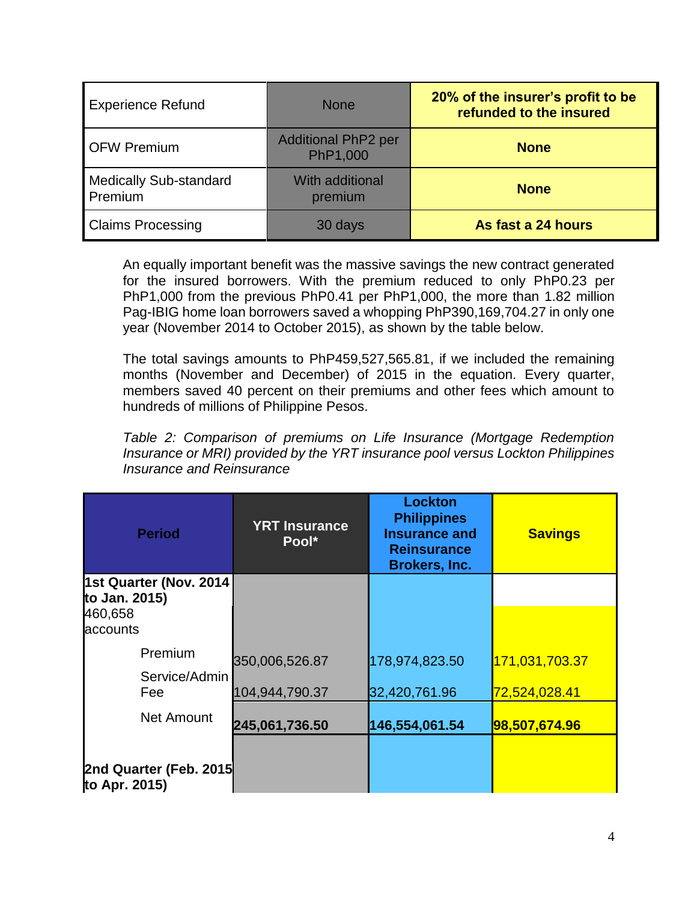| Experience Refund | None | **20% of the insurer's profit to be refunded to the insured** |
|---|---|---|
| OFW Premium | Additional PhP2 per PhP1,000 | **None** |
| Medically Sub-standard Premium | With additional premium | **None** |
| Claims Processing | 30 days | **As fast a 24 hours** |

An equally important benefit was the massive savings the new contract generated for the insured borrowers. With the premium reduced to only PhP0.23 per PhP1,000 from the previous PhP0.41 per PhP1,000, the more than 1.82 million Pag-IBIG home loan borrowers saved a whopping PhP390,169,704.27 in only one year (November 2014 to October 2015), as shown by the table below.

The total savings amounts to PhP459,527,565.81, if we included the remaining months (November and December) of 2015 in the equation. Every quarter, members saved 40 percent on their premiums and other fees which amount to hundreds of millions of Philippine Pesos.

*Table 2: Comparison of premiums on Life Insurance (Mortgage Redemption Insurance or MRI) provided by the YRT insurance pool versus Lockton Philippines Insurance and Reinsurance*

| Period | YRT Insurance Pool* | Lockton Philippines Insurance and Reinsurance Brokers, Inc. | Savings |
|---|---|---|---|
| **1st Quarter (Nov. 2014 to Jan. 2015)** 460,658 accounts | | | |
| Premium | 350,006,526.87 | 178,974,823.50 | 171,031,703.37 |
| Service/Admin Fee | 104,944,790.37 | 32,420,761.96 | 72,524,028.41 |
| Net Amount | **245,061,736.50** | **146,554,061.54** | **98,507,674.96** |
| **2nd Quarter (Feb. 2015 to Apr. 2015)** | | | |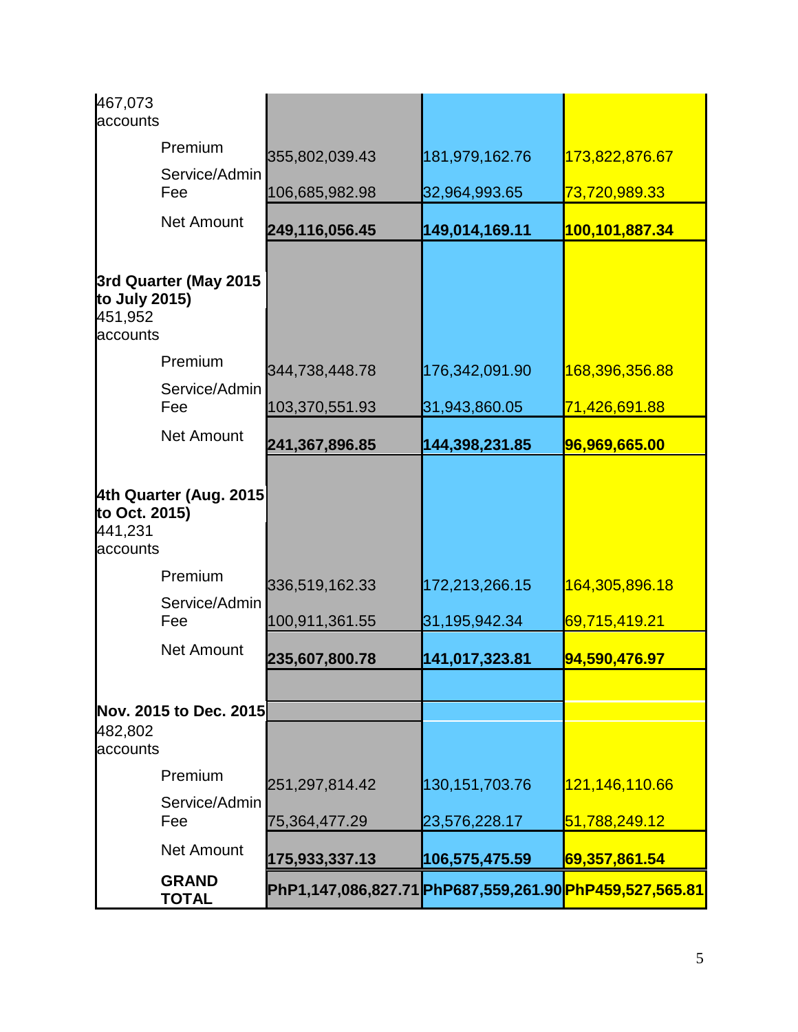| | | | |
|---|---|---|---|
| 467,073 accounts | | | |
| Premium | 355,802,039.43 | 181,979,162.76 | 173,822,876.67 |
| Service/Admin Fee | 106,685,982.98 | 32,964,993.65 | 73,720,989.33 |
| Net Amount | **249,116,056.45** | **149,014,169.11** | **100,101,887.34** |
| **3rd Quarter (May 2015 to July 2015)** 451,952 accounts | | | |
| Premium | 344,738,448.78 | 176,342,091.90 | 168,396,356.88 |
| Service/Admin Fee | 103,370,551.93 | 31,943,860.05 | 71,426,691.88 |
| Net Amount | **241,367,896.85** | **144,398,231.85** | **96,969,665.00** |
| **4th Quarter (Aug. 2015 to Oct. 2015)** 441,231 accounts | | | |
| Premium | 336,519,162.33 | 172,213,266.15 | 164,305,896.18 |
| Service/Admin Fee | 100,911,361.55 | 31,195,942.34 | 69,715,419.21 |
| Net Amount | **235,607,800.78** | **141,017,323.81** | **94,590,476.97** |
| **Nov. 2015 to Dec. 2015** 482,802 accounts | | | |
| Premium | 251,297,814.42 | 130,151,703.76 | 121,146,110.66 |
| Service/Admin Fee | 75,364,477.29 | 23,576,228.17 | 51,788,249.12 |
| Net Amount | **175,933,337.13** | **106,575,475.59** | **69,357,861.54** |
| **GRAND TOTAL** | **PhP1,147,086,827.71** | **PhP687,559,261.90** | **PhP459,527,565.81** |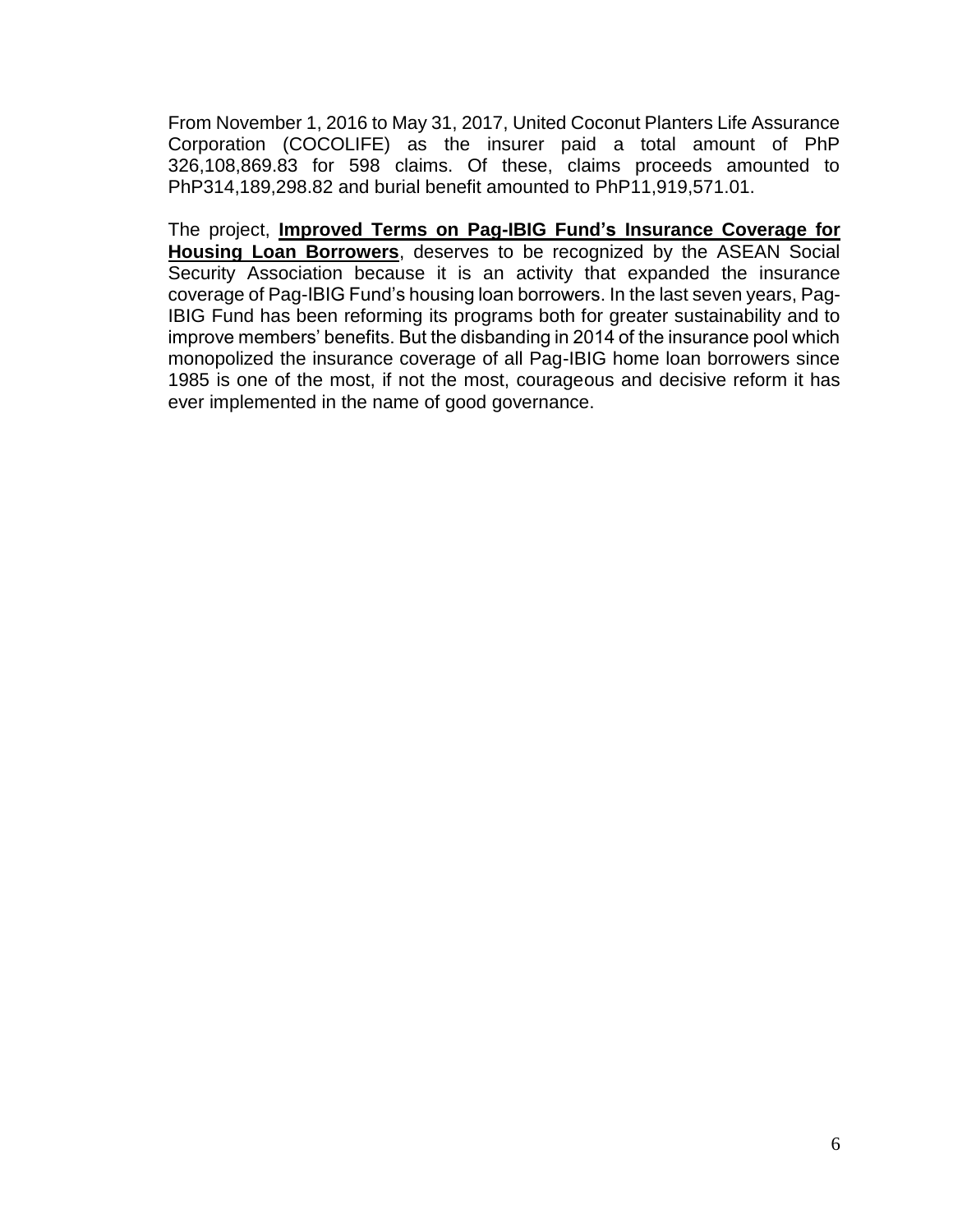From November 1, 2016 to May 31, 2017, United Coconut Planters Life Assurance Corporation (COCOLIFE) as the insurer paid a total amount of PhP 326,108,869.83 for 598 claims. Of these, claims proceeds amounted to PhP314,189,298.82 and burial benefit amounted to PhP11,919,571.01.

The project, **Improved Terms on Pag-IBIG Fund's Insurance Coverage for Housing Loan Borrowers**, deserves to be recognized by the ASEAN Social Security Association because it is an activity that expanded the insurance coverage of Pag-IBIG Fund's housing loan borrowers. In the last seven years, Pag-IBIG Fund has been reforming its programs both for greater sustainability and to improve members' benefits. But the disbanding in 2014 of the insurance pool which monopolized the insurance coverage of all Pag-IBIG home loan borrowers since 1985 is one of the most, if not the most, courageous and decisive reform it has ever implemented in the name of good governance.